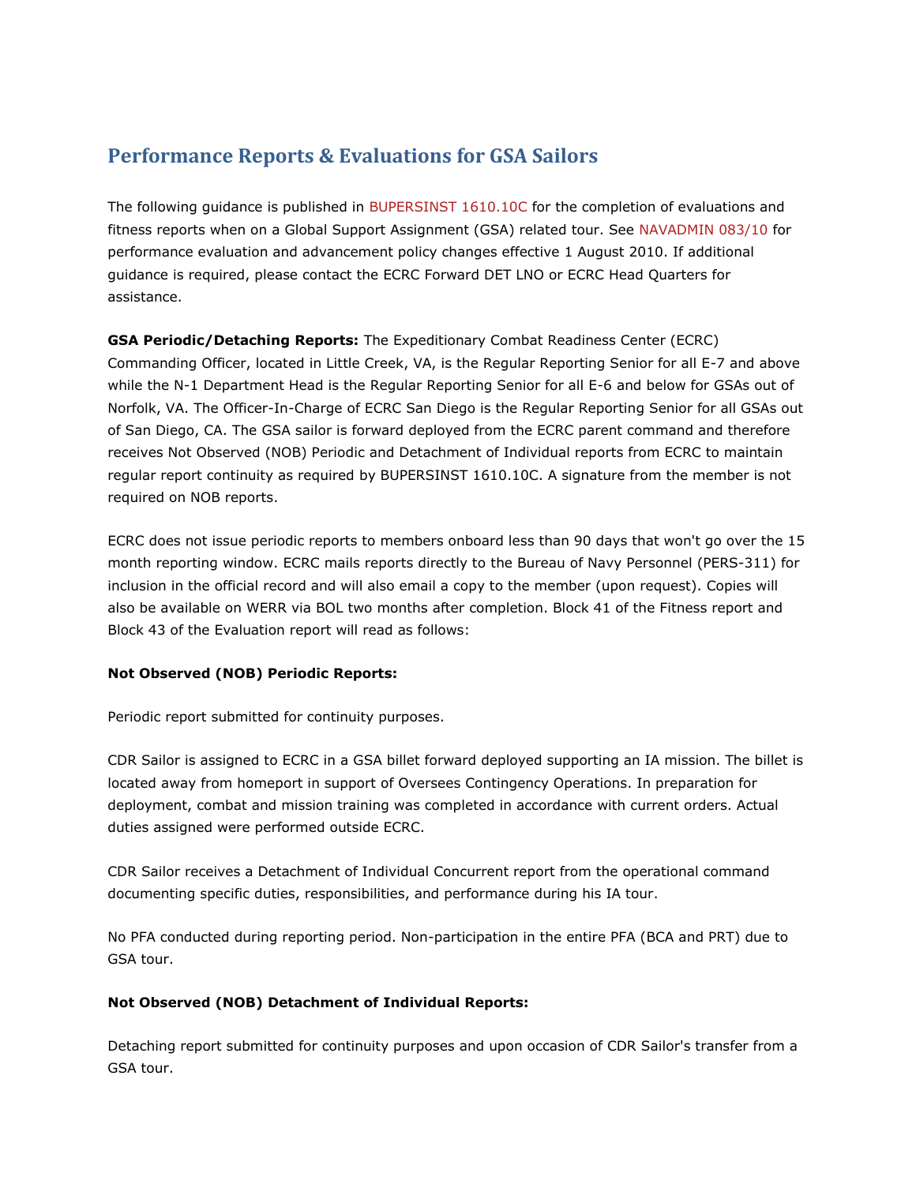## Performance Reports & Evaluations for GSA Sailors

The following guidance is published in BUPERSINST 1610.10C for the completion of evaluations and fitness reports when on a Global Support Assignment (GSA) related tour. See NAVADMIN 083/10 for performance evaluation and advancement policy changes effective 1 August 2010. If additional guidance is required, please contact the ECRC Forward DET LNO or ECRC Head Quarters for assistance.

**GSA Periodic/Detaching Reports:** The Expeditionary Combat Readiness Center (ECRC) Commanding Officer, located in Little Creek, VA, is the Regular Reporting Senior for all E-7 and above while the N-1 Department Head is the Regular Reporting Senior for all E-6 and below for GSAs out of Norfolk, VA. The Officer-In-Charge of ECRC San Diego is the Regular Reporting Senior for all GSAs out of San Diego, CA. The GSA sailor is forward deployed from the ECRC parent command and therefore receives Not Observed (NOB) Periodic and Detachment of Individual reports from ECRC to maintain regular report continuity as required by BUPERSINST 1610.10C. A signature from the member is not required on NOB reports.

ECRC does not issue periodic reports to members onboard less than 90 days that won't go over the 15 month reporting window. ECRC mails reports directly to the Bureau of Navy Personnel (PERS-311) for inclusion in the official record and will also email a copy to the member (upon request). Copies will also be available on WERR via BOL two months after completion. Block 41 of the Fitness report and Block 43 of the Evaluation report will read as follows:

**Not Observed (NOB) Periodic Reports:**

Periodic report submitted for continuity purposes.

CDR Sailor is assigned to ECRC in a GSA billet forward deployed supporting an IA mission. The billet is located away from homeport in support of Oversees Contingency Operations. In preparation for deployment, combat and mission training was completed in accordance with current orders. Actual duties assigned were performed outside ECRC.

CDR Sailor receives a Detachment of Individual Concurrent report from the operational command documenting specific duties, responsibilities, and performance during his IA tour.

No PFA conducted during reporting period. Non-participation in the entire PFA (BCA and PRT) due to GSA tour.

**Not Observed (NOB) Detachment of Individual Reports:**

Detaching report submitted for continuity purposes and upon occasion of CDR Sailor's transfer from a GSA tour.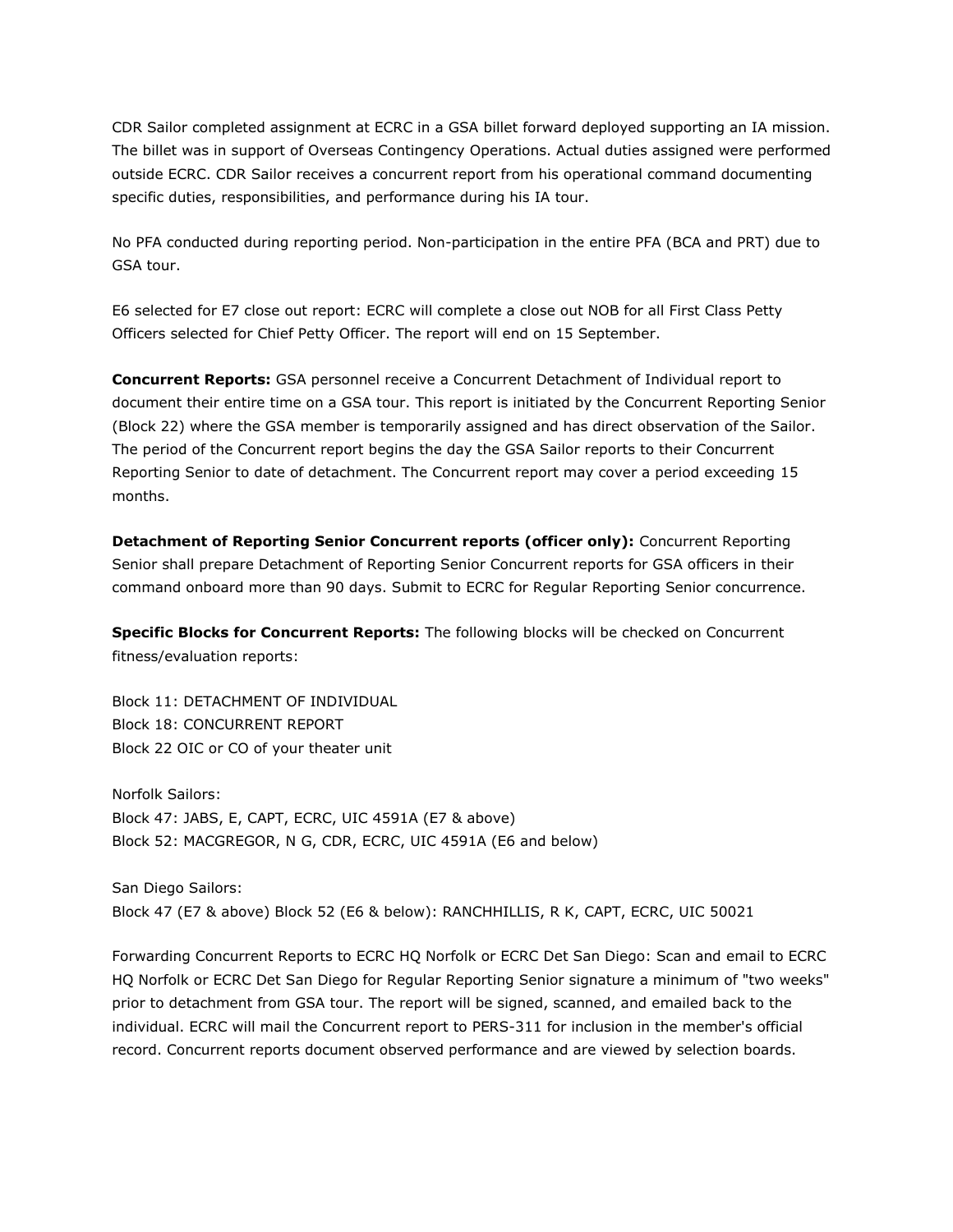CDR Sailor completed assignment at ECRC in a GSA billet forward deployed supporting an IA mission. The billet was in support of Overseas Contingency Operations. Actual duties assigned were performed outside ECRC. CDR Sailor receives a concurrent report from his operational command documenting specific duties, responsibilities, and performance during his IA tour.

No PFA conducted during reporting period. Non-participation in the entire PFA (BCA and PRT) due to GSA tour.

E6 selected for E7 close out report: ECRC will complete a close out NOB for all First Class Petty Officers selected for Chief Petty Officer. The report will end on 15 September.

**Concurrent Reports:** GSA personnel receive a Concurrent Detachment of Individual report to document their entire time on a GSA tour. This report is initiated by the Concurrent Reporting Senior (Block 22) where the GSA member is temporarily assigned and has direct observation of the Sailor. The period of the Concurrent report begins the day the GSA Sailor reports to their Concurrent Reporting Senior to date of detachment. The Concurrent report may cover a period exceeding 15 months.

**Detachment of Reporting Senior Concurrent reports (officer only):** Concurrent Reporting Senior shall prepare Detachment of Reporting Senior Concurrent reports for GSA officers in their command onboard more than 90 days. Submit to ECRC for Regular Reporting Senior concurrence.

**Specific Blocks for Concurrent Reports:** The following blocks will be checked on Concurrent fitness/evaluation reports:

Block 11: DETACHMENT OF INDIVIDUAL
Block 18: CONCURRENT REPORT
Block 22 OIC or CO of your theater unit

Norfolk Sailors:
Block 47: JABS, E, CAPT, ECRC, UIC 4591A (E7 & above)
Block 52: MACGREGOR, N G, CDR, ECRC, UIC 4591A (E6 and below)

San Diego Sailors:
Block 47 (E7 & above) Block 52 (E6 & below): RANCHHILLIS, R K, CAPT, ECRC, UIC 50021

Forwarding Concurrent Reports to ECRC HQ Norfolk or ECRC Det San Diego: Scan and email to ECRC HQ Norfolk or ECRC Det San Diego for Regular Reporting Senior signature a minimum of "two weeks" prior to detachment from GSA tour. The report will be signed, scanned, and emailed back to the individual. ECRC will mail the Concurrent report to PERS-311 for inclusion in the member's official record. Concurrent reports document observed performance and are viewed by selection boards.